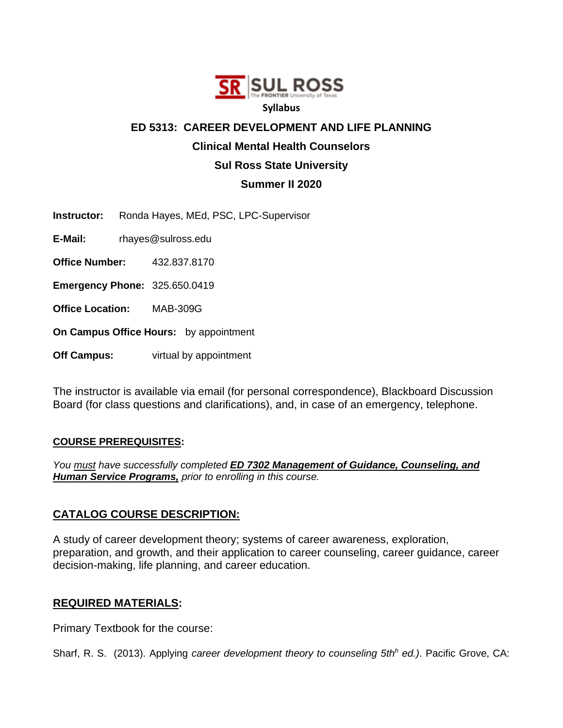**SUL ROSS** The FRONTIER University of Texas

**Syllabus**

# ED 5313: CAREER DEVELOPMENT AND LIFE PLANNING

## Clinical Mental Health Counselors

## Sul Ross State University

## Summer II 2020

**Instructor:** Ronda Hayes, MEd, PSC, LPC-Supervisor

**E-Mail:** rhayes@sulross.edu

**Office Number:** 432.837.8170

**Emergency Phone:** 325.650.0419

**Office Location:** MAB-309G

**On Campus Office Hours:** by appointment

**Off Campus:** virtual by appointment

The instructor is available via email (for personal correspondence), Blackboard Discussion Board (for class questions and clarifications), and, in case of an emergency, telephone.

**COURSE PREREQUISITES:**

*You must have successfully completed* ***ED 7302 Management of Guidance, Counseling, and Human Service Programs,*** *prior to enrolling in this course.*

## CATALOG COURSE DESCRIPTION:

A study of career development theory; systems of career awareness, exploration, preparation, and growth, and their application to career counseling, career guidance, career decision-making, life planning, and career education.

## REQUIRED MATERIALS:

Primary Textbook for the course:

Sharf, R. S. (2013). Applying *career development theory to counseling 5th*[h] *ed.)*. Pacific Grove, CA: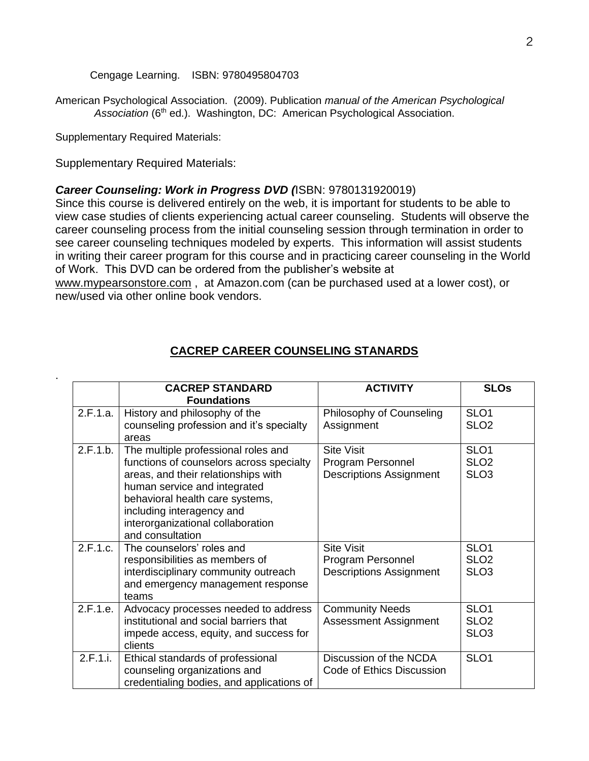Cengage Learning.    ISBN: 9780495804703

American Psychological Association.  (2009). Publication *manual of the American Psychological Association* (6th ed.).  Washington, DC:  American Psychological Association.

Supplementary Required Materials:

Supplementary Required Materials:

***Career Counseling: Work in Progress DVD (***ISBN: 9780131920019)
Since this course is delivered entirely on the web, it is important for students to be able to view case studies of clients experiencing actual career counseling.  Students will observe the career counseling process from the initial counseling session through termination in order to see career counseling techniques modeled by experts.  This information will assist students in writing their career program for this course and in practicing career counseling in the World of Work.  This DVD can be ordered from the publisher's website at www.mypearsonstore.com ,  at Amazon.com (can be purchased used at a lower cost), or new/used via other online book vendors.

## CACREP CAREER COUNSELING STANARDS

.

| | **CACREP STANDARD Foundations** | **ACTIVITY** | **SLOs** |
|---|---|---|---|
| 2.F.1.a. | History and philosophy of the counseling profession and it's specialty areas | Philosophy of Counseling Assignment | SLO1<br>SLO2 |
| 2.F.1.b. | The multiple professional roles and functions of counselors across specialty areas, and their relationships with human service and integrated behavioral health care systems, including interagency and interorganizational collaboration and consultation | Site Visit<br>Program Personnel Descriptions Assignment | SLO1<br>SLO2<br>SLO3 |
| 2.F.1.c. | The counselors' roles and responsibilities as members of interdisciplinary community outreach and emergency management response teams | Site Visit<br>Program Personnel Descriptions Assignment | SLO1<br>SLO2<br>SLO3 |
| 2.F.1.e. | Advocacy processes needed to address institutional and social barriers that impede access, equity, and success for clients | Community Needs Assessment Assignment | SLO1<br>SLO2<br>SLO3 |
| 2.F.1.i. | Ethical standards of professional counseling organizations and credentialing bodies, and applications of | Discussion of the NCDA Code of Ethics Discussion | SLO1 |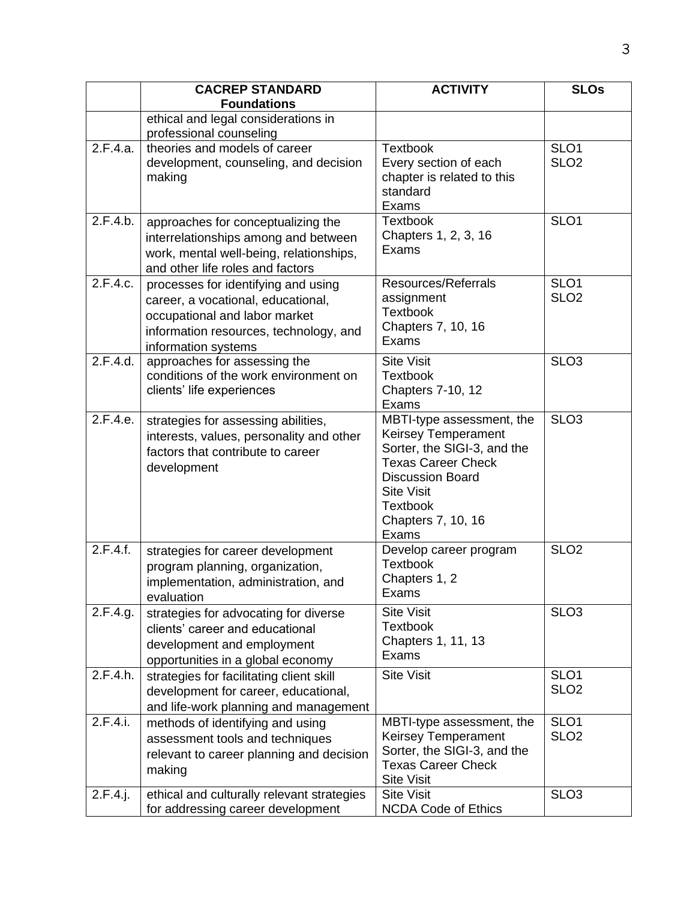| | CACREP STANDARD Foundations | ACTIVITY | SLOs |
|---|---|---|---|
| | ethical and legal considerations in professional counseling | | |
| 2.F.4.a. | theories and models of career development, counseling, and decision making | Textbook<br>Every section of each chapter is related to this standard<br>Exams | SLO1<br>SLO2 |
| 2.F.4.b. | approaches for conceptualizing the interrelationships among and between work, mental well-being, relationships, and other life roles and factors | Textbook<br>Chapters 1, 2, 3, 16<br>Exams | SLO1 |
| 2.F.4.c. | processes for identifying and using career, a vocational, educational, occupational and labor market information resources, technology, and information systems | Resources/Referrals assignment<br>Textbook<br>Chapters 7, 10, 16<br>Exams | SLO1<br>SLO2 |
| 2.F.4.d. | approaches for assessing the conditions of the work environment on clients' life experiences | Site Visit<br>Textbook<br>Chapters 7-10, 12<br>Exams | SLO3 |
| 2.F.4.e. | strategies for assessing abilities, interests, values, personality and other factors that contribute to career development | MBTI-type assessment, the Keirsey Temperament Sorter, the SIGI-3, and the Texas Career Check<br>Discussion Board<br>Site Visit<br>Textbook<br>Chapters 7, 10, 16<br>Exams | SLO3 |
| 2.F.4.f. | strategies for career development program planning, organization, implementation, administration, and evaluation | Develop career program<br>Textbook<br>Chapters 1, 2<br>Exams | SLO2 |
| 2.F.4.g. | strategies for advocating for diverse clients' career and educational development and employment opportunities in a global economy | Site Visit<br>Textbook<br>Chapters 1, 11, 13<br>Exams | SLO3 |
| 2.F.4.h. | strategies for facilitating client skill development for career, educational, and life-work planning and management | Site Visit | SLO1<br>SLO2 |
| 2.F.4.i. | methods of identifying and using assessment tools and techniques relevant to career planning and decision making | MBTI-type assessment, the Keirsey Temperament Sorter, the SIGI-3, and the Texas Career Check<br>Site Visit | SLO1<br>SLO2 |
| 2.F.4.j. | ethical and culturally relevant strategies for addressing career development | Site Visit<br>NCDA Code of Ethics | SLO3 |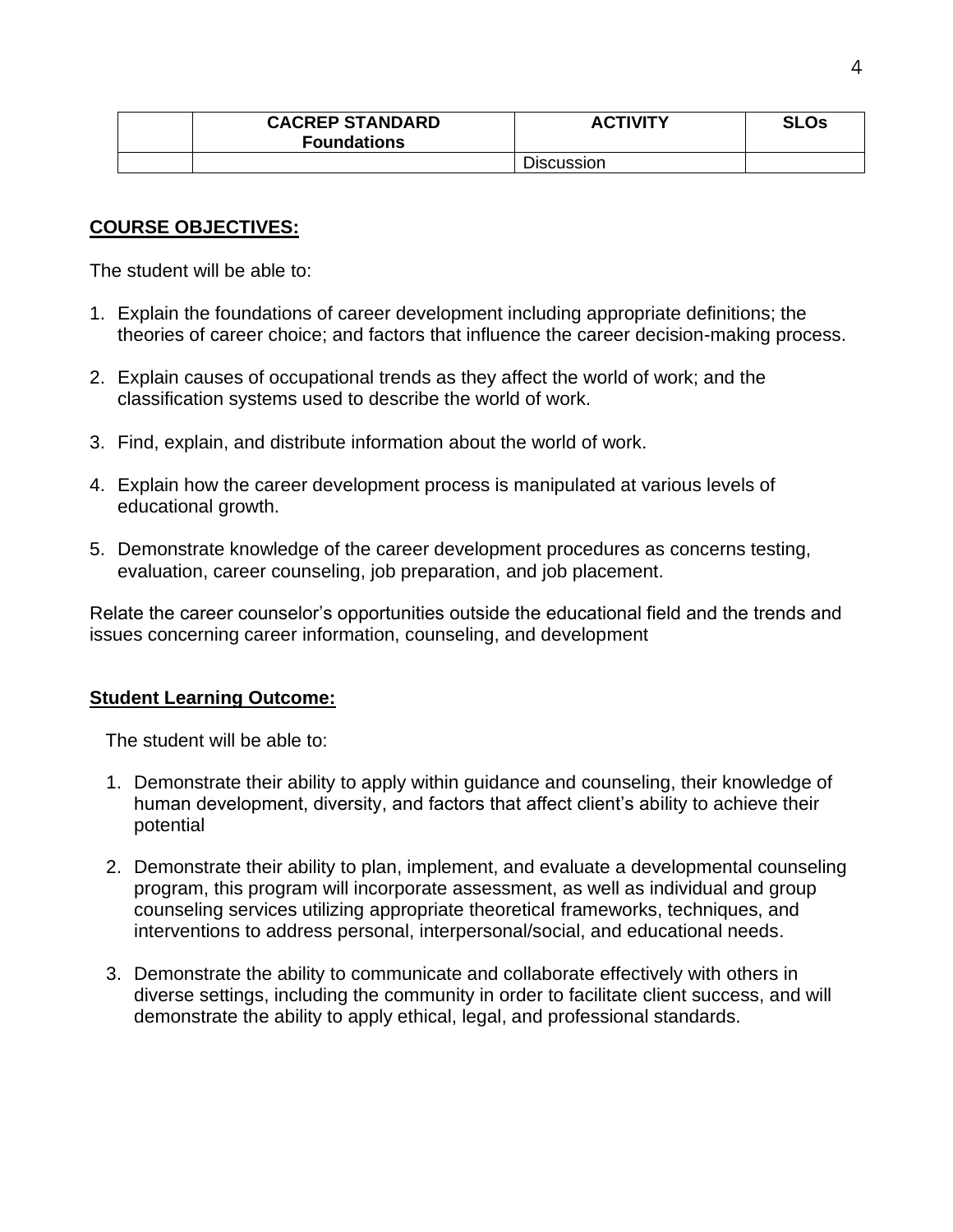| | CACREP STANDARD Foundations | ACTIVITY | SLOs |
|---|---|---|---|
| | | Discussion | |

**COURSE OBJECTIVES:**

The student will be able to:

1. Explain the foundations of career development including appropriate definitions; the theories of career choice; and factors that influence the career decision-making process.

2. Explain causes of occupational trends as they affect the world of work; and the classification systems used to describe the world of work.

3. Find, explain, and distribute information about the world of work.

4. Explain how the career development process is manipulated at various levels of educational growth.

5. Demonstrate knowledge of the career development procedures as concerns testing, evaluation, career counseling, job preparation, and job placement.

Relate the career counselor's opportunities outside the educational field and the trends and issues concerning career information, counseling, and development

**Student Learning Outcome:**

The student will be able to:

1. Demonstrate their ability to apply within guidance and counseling, their knowledge of human development, diversity, and factors that affect client's ability to achieve their potential

2. Demonstrate their ability to plan, implement, and evaluate a developmental counseling program, this program will incorporate assessment, as well as individual and group counseling services utilizing appropriate theoretical frameworks, techniques, and interventions to address personal, interpersonal/social, and educational needs.

3. Demonstrate the ability to communicate and collaborate effectively with others in diverse settings, including the community in order to facilitate client success, and will demonstrate the ability to apply ethical, legal, and professional standards.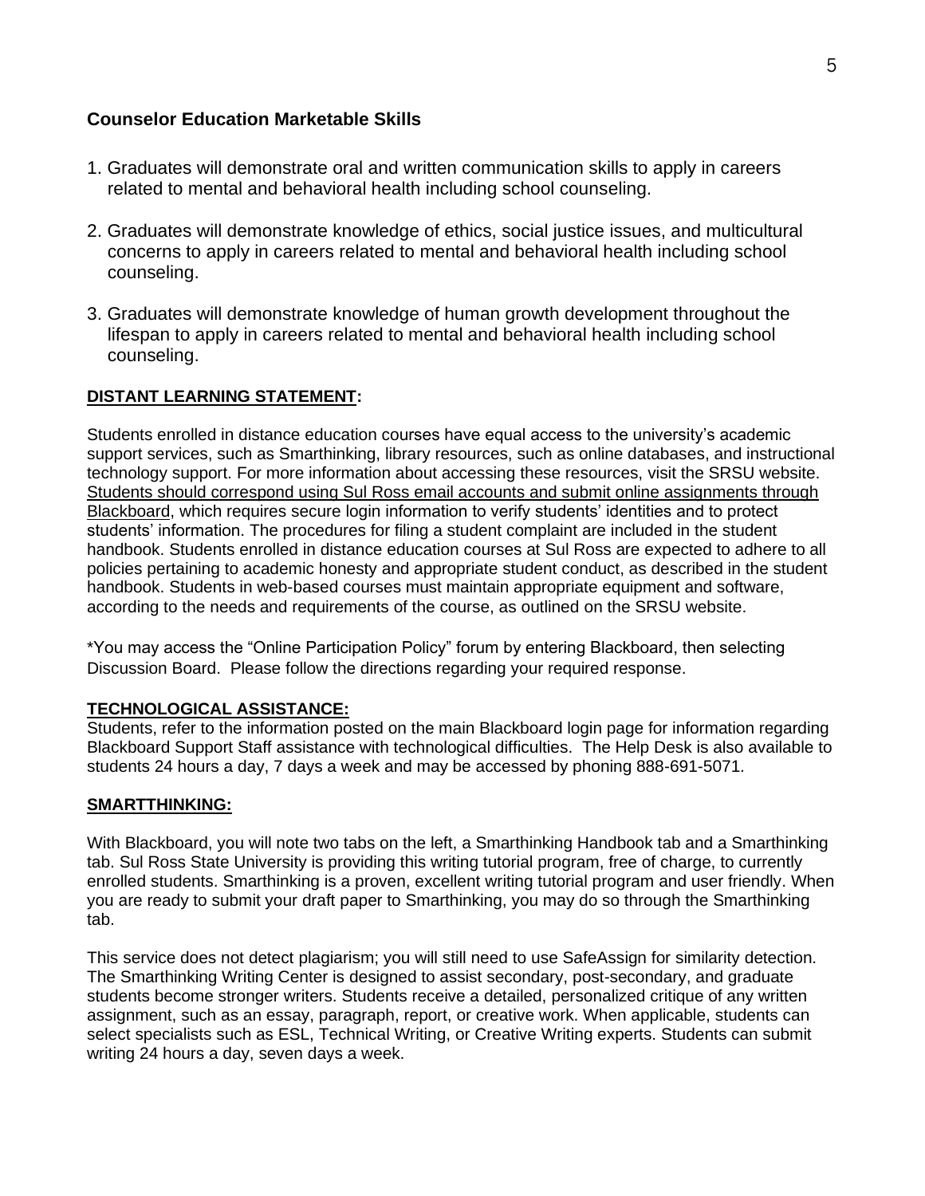## Counselor Education Marketable Skills

1. Graduates will demonstrate oral and written communication skills to apply in careers related to mental and behavioral health including school counseling.

2. Graduates will demonstrate knowledge of ethics, social justice issues, and multicultural concerns to apply in careers related to mental and behavioral health including school counseling.

3. Graduates will demonstrate knowledge of human growth development throughout the lifespan to apply in careers related to mental and behavioral health including school counseling.

**DISTANT LEARNING STATEMENT:**

Students enrolled in distance education courses have equal access to the university's academic support services, such as Smarthinking, library resources, such as online databases, and instructional technology support. For more information about accessing these resources, visit the SRSU website. Students should correspond using Sul Ross email accounts and submit online assignments through Blackboard, which requires secure login information to verify students' identities and to protect students' information. The procedures for filing a student complaint are included in the student handbook. Students enrolled in distance education courses at Sul Ross are expected to adhere to all policies pertaining to academic honesty and appropriate student conduct, as described in the student handbook. Students in web-based courses must maintain appropriate equipment and software, according to the needs and requirements of the course, as outlined on the SRSU website.

*You may access the "Online Participation Policy" forum by entering Blackboard, then selecting Discussion Board. Please follow the directions regarding your required response.

**TECHNOLOGICAL ASSISTANCE:**

Students, refer to the information posted on the main Blackboard login page for information regarding Blackboard Support Staff assistance with technological difficulties. The Help Desk is also available to students 24 hours a day, 7 days a week and may be accessed by phoning 888-691-5071.

**SMARTTHINKING:**

With Blackboard, you will note two tabs on the left, a Smarthinking Handbook tab and a Smarthinking tab. Sul Ross State University is providing this writing tutorial program, free of charge, to currently enrolled students. Smarthinking is a proven, excellent writing tutorial program and user friendly. When you are ready to submit your draft paper to Smarthinking, you may do so through the Smarthinking tab.

This service does not detect plagiarism; you will still need to use SafeAssign for similarity detection. The Smarthinking Writing Center is designed to assist secondary, post-secondary, and graduate students become stronger writers. Students receive a detailed, personalized critique of any written assignment, such as an essay, paragraph, report, or creative work. When applicable, students can select specialists such as ESL, Technical Writing, or Creative Writing experts. Students can submit writing 24 hours a day, seven days a week.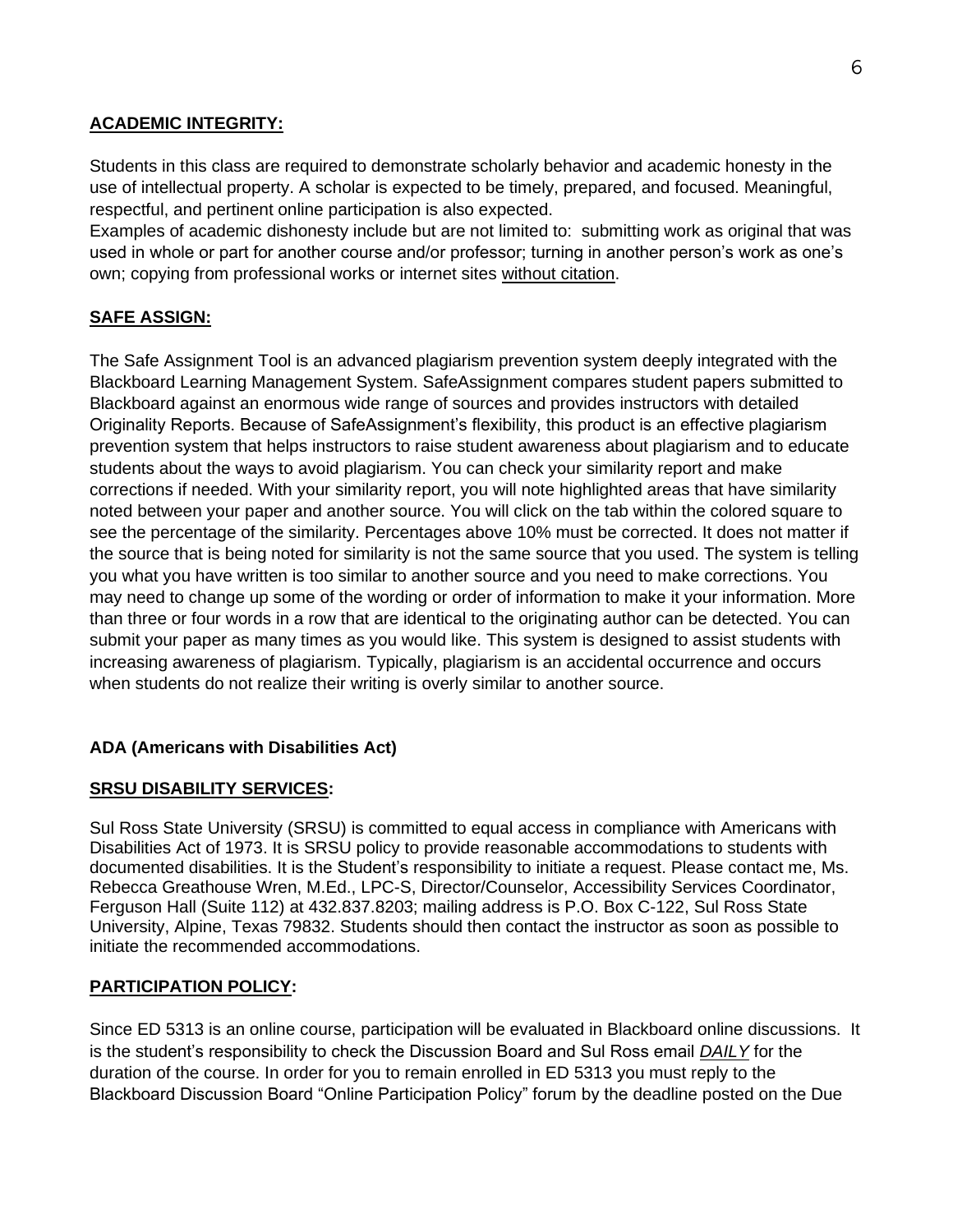## ACADEMIC INTEGRITY:

Students in this class are required to demonstrate scholarly behavior and academic honesty in the use of intellectual property. A scholar is expected to be timely, prepared, and focused. Meaningful, respectful, and pertinent online participation is also expected.
Examples of academic dishonesty include but are not limited to: submitting work as original that was used in whole or part for another course and/or professor; turning in another person's work as one's own; copying from professional works or internet sites without citation.

## SAFE ASSIGN:

The Safe Assignment Tool is an advanced plagiarism prevention system deeply integrated with the Blackboard Learning Management System. SafeAssignment compares student papers submitted to Blackboard against an enormous wide range of sources and provides instructors with detailed Originality Reports. Because of SafeAssignment's flexibility, this product is an effective plagiarism prevention system that helps instructors to raise student awareness about plagiarism and to educate students about the ways to avoid plagiarism. You can check your similarity report and make corrections if needed. With your similarity report, you will note highlighted areas that have similarity noted between your paper and another source. You will click on the tab within the colored square to see the percentage of the similarity. Percentages above 10% must be corrected. It does not matter if the source that is being noted for similarity is not the same source that you used. The system is telling you what you have written is too similar to another source and you need to make corrections. You may need to change up some of the wording or order of information to make it your information. More than three or four words in a row that are identical to the originating author can be detected. You can submit your paper as many times as you would like. This system is designed to assist students with increasing awareness of plagiarism. Typically, plagiarism is an accidental occurrence and occurs when students do not realize their writing is overly similar to another source.

**ADA (Americans with Disabilities Act)**

## SRSU DISABILITY SERVICES:

Sul Ross State University (SRSU) is committed to equal access in compliance with Americans with Disabilities Act of 1973. It is SRSU policy to provide reasonable accommodations to students with documented disabilities. It is the Student's responsibility to initiate a request. Please contact me, Ms. Rebecca Greathouse Wren, M.Ed., LPC-S, Director/Counselor, Accessibility Services Coordinator, Ferguson Hall (Suite 112) at 432.837.8203; mailing address is P.O. Box C-122, Sul Ross State University, Alpine, Texas 79832. Students should then contact the instructor as soon as possible to initiate the recommended accommodations.

## PARTICIPATION POLICY:

Since ED 5313 is an online course, participation will be evaluated in Blackboard online discussions. It is the student's responsibility to check the Discussion Board and Sul Ross email ***DAILY*** for the duration of the course. In order for you to remain enrolled in ED 5313 you must reply to the Blackboard Discussion Board "Online Participation Policy" forum by the deadline posted on the Due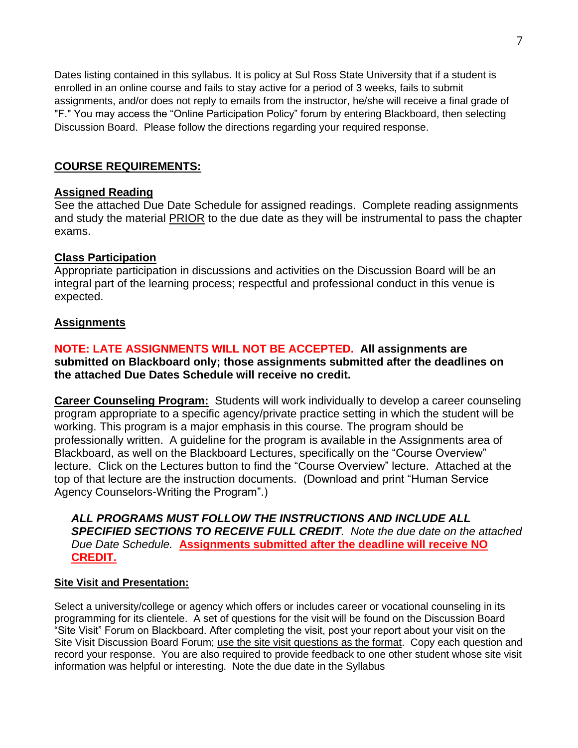Dates listing contained in this syllabus. It is policy at Sul Ross State University that if a student is enrolled in an online course and fails to stay active for a period of 3 weeks, fails to submit assignments, and/or does not reply to emails from the instructor, he/she will receive a final grade of "F." You may access the “Online Participation Policy” forum by entering Blackboard, then selecting Discussion Board. Please follow the directions regarding your required response.

## COURSE REQUIREMENTS:

### Assigned Reading

See the attached Due Date Schedule for assigned readings. Complete reading assignments and study the material PRIOR to the due date as they will be instrumental to pass the chapter exams.

### Class Participation

Appropriate participation in discussions and activities on the Discussion Board will be an integral part of the learning process; respectful and professional conduct in this venue is expected.

### Assignments

**NOTE: LATE ASSIGNMENTS WILL NOT BE ACCEPTED. All assignments are submitted on Blackboard only; those assignments submitted after the deadlines on the attached Due Dates Schedule will receive no credit.**

**Career Counseling Program:** Students will work individually to develop a career counseling program appropriate to a specific agency/private practice setting in which the student will be working. This program is a major emphasis in this course. The program should be professionally written. A guideline for the program is available in the Assignments area of Blackboard, as well on the Blackboard Lectures, specifically on the “Course Overview” lecture. Click on the Lectures button to find the “Course Overview” lecture. Attached at the top of that lecture are the instruction documents. (Download and print “Human Service Agency Counselors-Writing the Program”.)

> ***ALL PROGRAMS MUST FOLLOW THE INSTRUCTIONS AND INCLUDE ALL SPECIFIED SECTIONS TO RECEIVE FULL CREDIT**. Note the due date on the attached Due Date Schedule.* **Assignments submitted after the deadline will receive NO CREDIT.**

**Site Visit and Presentation:**

Select a university/college or agency which offers or includes career or vocational counseling in its programming for its clientele. A set of questions for the visit will be found on the Discussion Board “Site Visit” Forum on Blackboard. After completing the visit, post your report about your visit on the Site Visit Discussion Board Forum; use the site visit questions as the format. Copy each question and record your response. You are also required to provide feedback to one other student whose site visit information was helpful or interesting. Note the due date in the Syllabus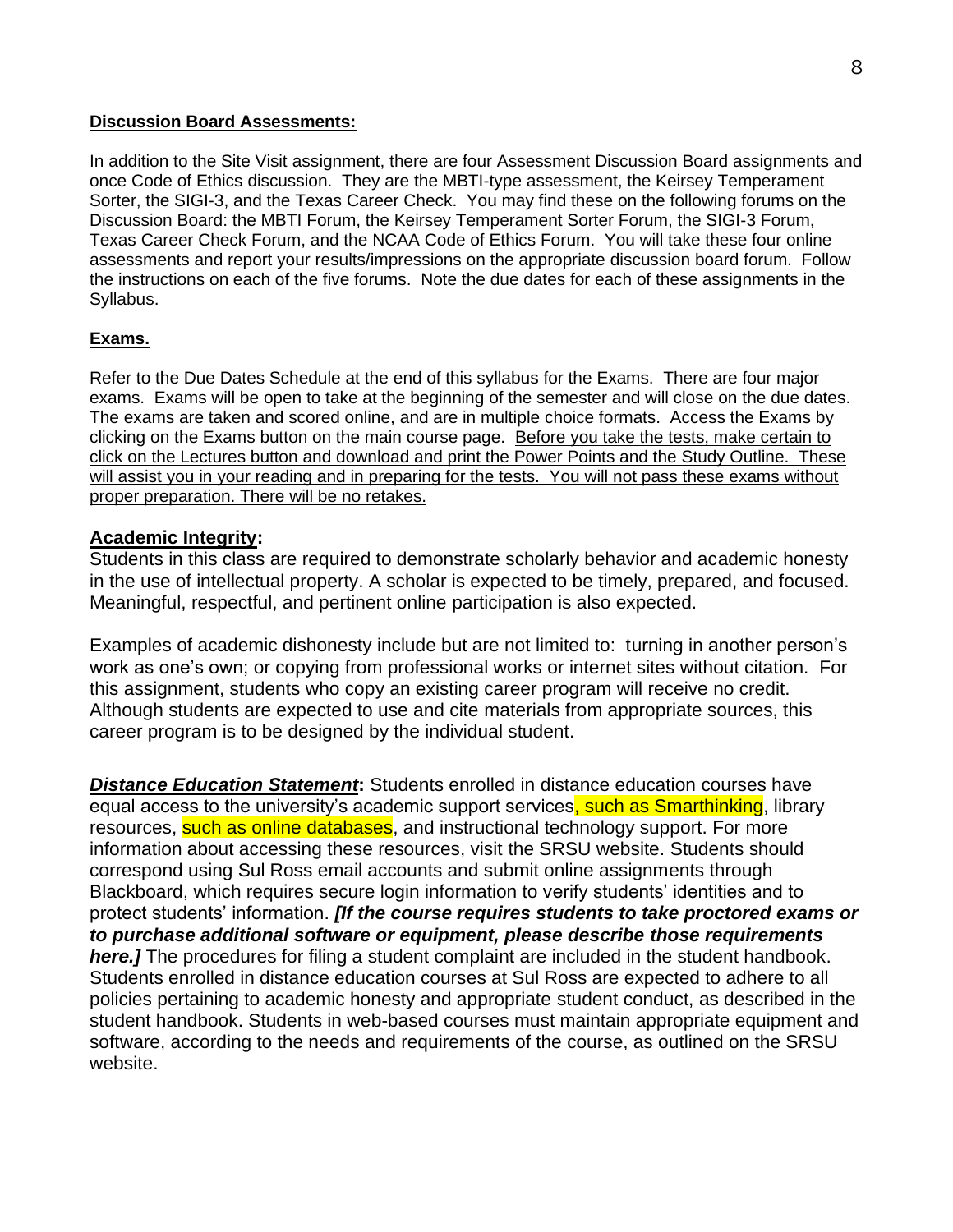**Discussion Board Assessments:**

In addition to the Site Visit assignment, there are four Assessment Discussion Board assignments and once Code of Ethics discussion. They are the MBTI-type assessment, the Keirsey Temperament Sorter, the SIGI-3, and the Texas Career Check. You may find these on the following forums on the Discussion Board: the MBTI Forum, the Keirsey Temperament Sorter Forum, the SIGI-3 Forum, Texas Career Check Forum, and the NCAA Code of Ethics Forum. You will take these four online assessments and report your results/impressions on the appropriate discussion board forum. Follow the instructions on each of the five forums. Note the due dates for each of these assignments in the Syllabus.

**Exams.**

Refer to the Due Dates Schedule at the end of this syllabus for the Exams. There are four major exams. Exams will be open to take at the beginning of the semester and will close on the due dates. The exams are taken and scored online, and are in multiple choice formats. Access the Exams by clicking on the Exams button on the main course page. Before you take the tests, make certain to click on the Lectures button and download and print the Power Points and the Study Outline. These will assist you in your reading and in preparing for the tests. You will not pass these exams without proper preparation. There will be no retakes.

**Academic Integrity:**

Students in this class are required to demonstrate scholarly behavior and academic honesty in the use of intellectual property. A scholar is expected to be timely, prepared, and focused. Meaningful, respectful, and pertinent online participation is also expected.

Examples of academic dishonesty include but are not limited to: turning in another person's work as one's own; or copying from professional works or internet sites without citation. For this assignment, students who copy an existing career program will receive no credit. Although students are expected to use and cite materials from appropriate sources, this career program is to be designed by the individual student.

***Distance Education Statement*:** Students enrolled in distance education courses have equal access to the university's academic support services, such as Smarthinking, library resources, such as online databases, and instructional technology support. For more information about accessing these resources, visit the SRSU website. Students should correspond using Sul Ross email accounts and submit online assignments through Blackboard, which requires secure login information to verify students' identities and to protect students' information. ***[If the course requires students to take proctored exams or to purchase additional software or equipment, please describe those requirements here.]*** The procedures for filing a student complaint are included in the student handbook. Students enrolled in distance education courses at Sul Ross are expected to adhere to all policies pertaining to academic honesty and appropriate student conduct, as described in the student handbook. Students in web-based courses must maintain appropriate equipment and software, according to the needs and requirements of the course, as outlined on the SRSU website.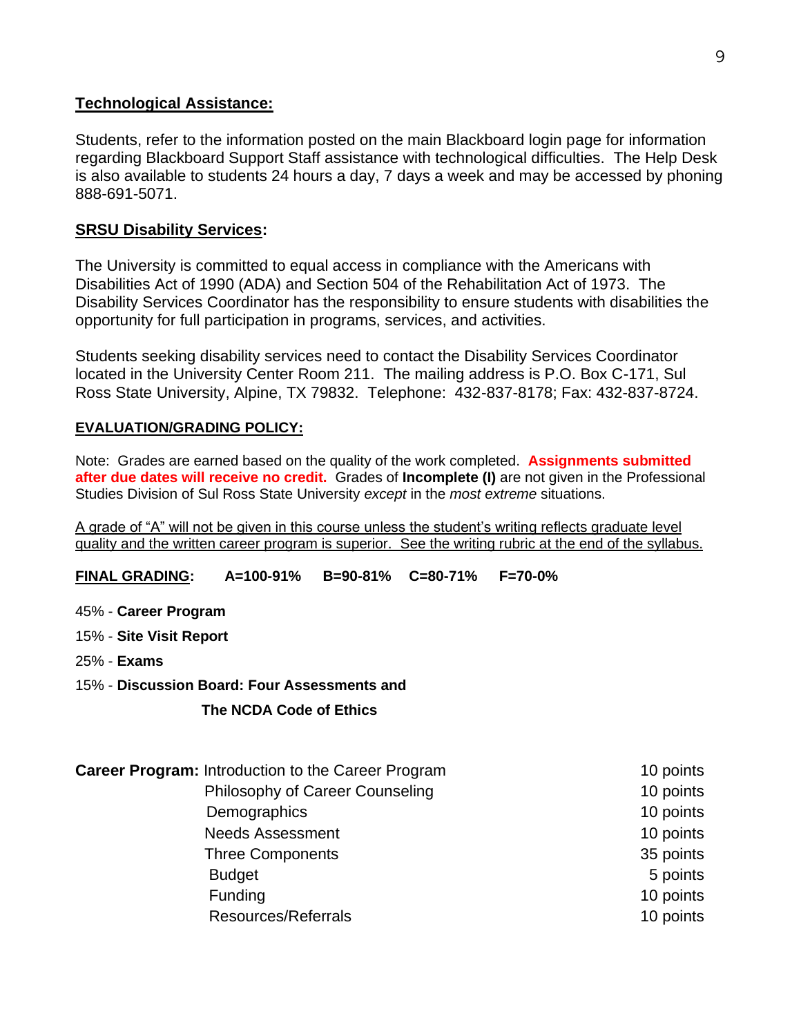**Technological Assistance:**

Students, refer to the information posted on the main Blackboard login page for information regarding Blackboard Support Staff assistance with technological difficulties. The Help Desk is also available to students 24 hours a day, 7 days a week and may be accessed by phoning 888-691-5071.

**SRSU Disability Services:**

The University is committed to equal access in compliance with the Americans with Disabilities Act of 1990 (ADA) and Section 504 of the Rehabilitation Act of 1973. The Disability Services Coordinator has the responsibility to ensure students with disabilities the opportunity for full participation in programs, services, and activities.

Students seeking disability services need to contact the Disability Services Coordinator located in the University Center Room 211. The mailing address is P.O. Box C-171, Sul Ross State University, Alpine, TX 79832. Telephone: 432-837-8178; Fax: 432-837-8724.

**EVALUATION/GRADING POLICY:**

Note: Grades are earned based on the quality of the work completed. **Assignments submitted after due dates will receive no credit.** Grades of **Incomplete (I)** are not given in the Professional Studies Division of Sul Ross State University *except* in the *most extreme* situations.

A grade of "A" will not be given in this course unless the student's writing reflects graduate level quality and the written career program is superior. See the writing rubric at the end of the syllabus.

**FINAL GRADING:** **A=100-91%** **B=90-81%** **C=80-71%** **F=70-0%**

45% - **Career Program**

15% - **Site Visit Report**

25% - **Exams**

15% - **Discussion Board: Four Assessments and The NCDA Code of Ethics**

| | | |
|---|---|---|
| **Career Program:** | Introduction to the Career Program | 10 points |
| | Philosophy of Career Counseling | 10 points |
| | Demographics | 10 points |
| | Needs Assessment | 10 points |
| | Three Components | 35 points |
| | Budget | 5 points |
| | Funding | 10 points |
| | Resources/Referrals | 10 points |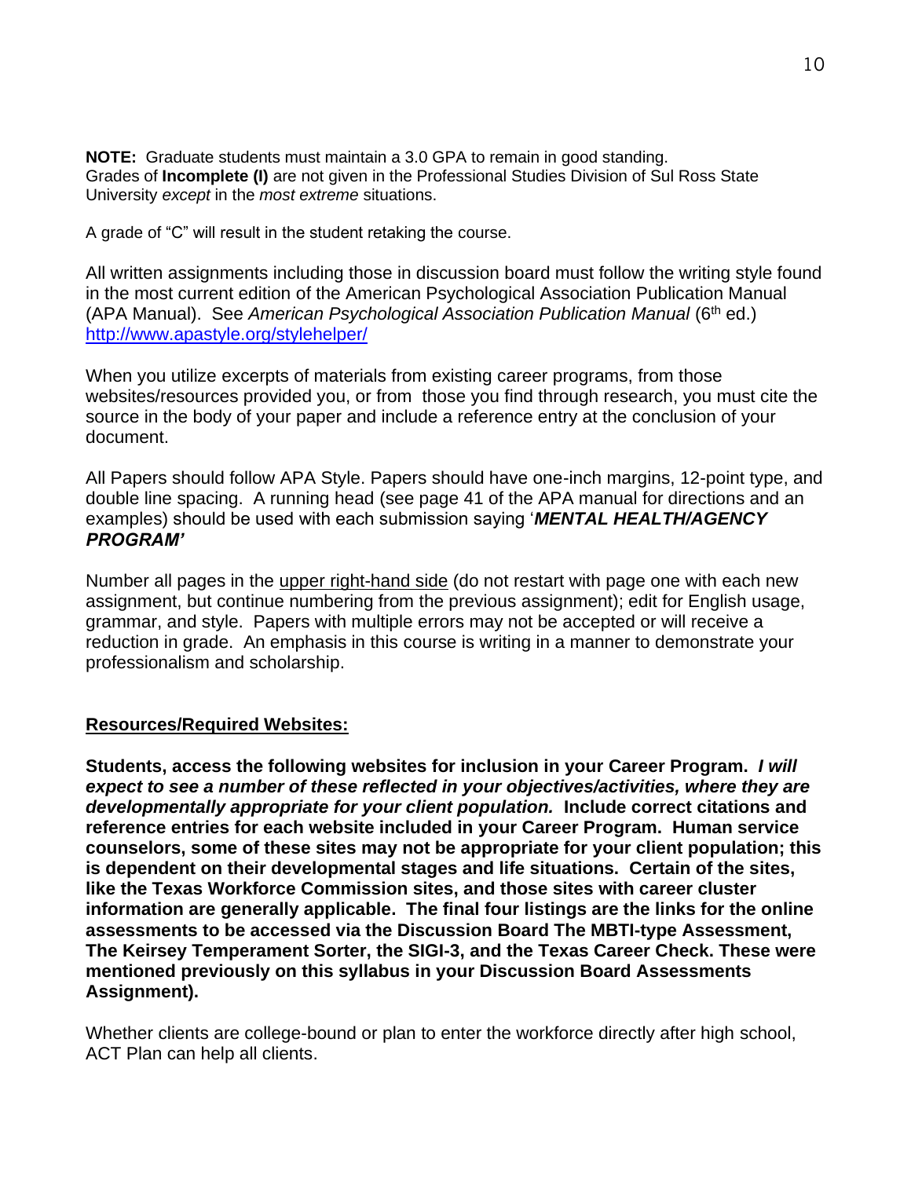**NOTE:** Graduate students must maintain a 3.0 GPA to remain in good standing. Grades of **Incomplete (I)** are not given in the Professional Studies Division of Sul Ross State University *except* in the *most extreme* situations.

A grade of "C" will result in the student retaking the course.

All written assignments including those in discussion board must follow the writing style found in the most current edition of the American Psychological Association Publication Manual (APA Manual). See *American Psychological Association Publication Manual* (6th ed.) http://www.apastyle.org/stylehelper/

When you utilize excerpts of materials from existing career programs, from those websites/resources provided you, or from those you find through research, you must cite the source in the body of your paper and include a reference entry at the conclusion of your document.

All Papers should follow APA Style. Papers should have one-inch margins, 12-point type, and double line spacing. A running head (see page 41 of the APA manual for directions and an examples) should be used with each submission saying '***MENTAL HEALTH/AGENCY PROGRAM'***

Number all pages in the upper right-hand side (do not restart with page one with each new assignment, but continue numbering from the previous assignment); edit for English usage, grammar, and style. Papers with multiple errors may not be accepted or will receive a reduction in grade. An emphasis in this course is writing in a manner to demonstrate your professionalism and scholarship.

**Resources/Required Websites:**

**Students, access the following websites for inclusion in your Career Program. *I will expect to see a number of these reflected in your objectives/activities, where they are developmentally appropriate for your client population.* Include correct citations and reference entries for each website included in your Career Program. Human service counselors, some of these sites may not be appropriate for your client population; this is dependent on their developmental stages and life situations. Certain of the sites, like the Texas Workforce Commission sites, and those sites with career cluster information are generally applicable. The final four listings are the links for the online assessments to be accessed via the Discussion Board The MBTI-type Assessment, The Keirsey Temperament Sorter, the SIGI-3, and the Texas Career Check. These were mentioned previously on this syllabus in your Discussion Board Assessments Assignment).**

Whether clients are college-bound or plan to enter the workforce directly after high school, ACT Plan can help all clients.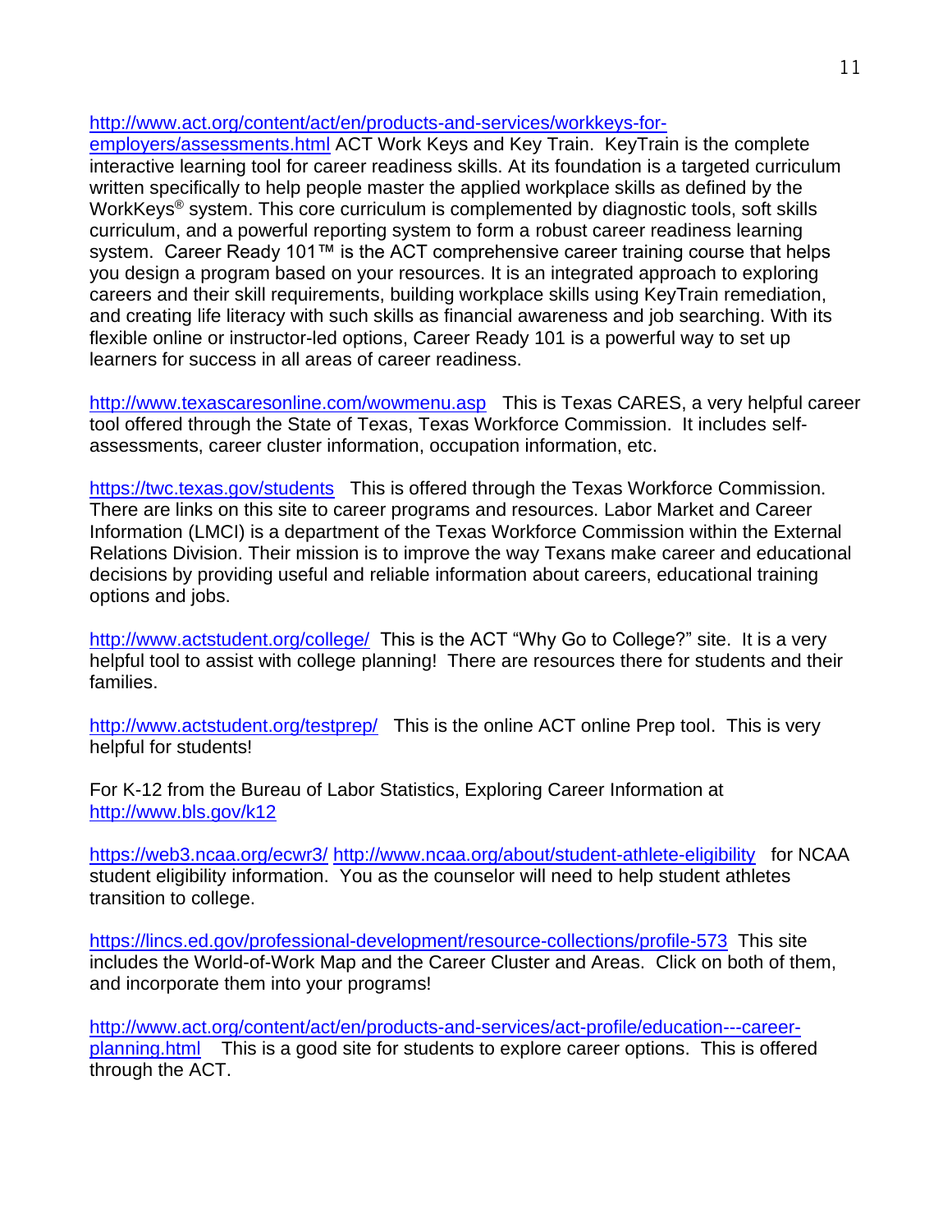http://www.act.org/content/act/en/products-and-services/workkeys-for-employers/assessments.html ACT Work Keys and Key Train. KeyTrain is the complete interactive learning tool for career readiness skills. At its foundation is a targeted curriculum written specifically to help people master the applied workplace skills as defined by the WorkKeys® system. This core curriculum is complemented by diagnostic tools, soft skills curriculum, and a powerful reporting system to form a robust career readiness learning system. Career Ready 101™ is the ACT comprehensive career training course that helps you design a program based on your resources. It is an integrated approach to exploring careers and their skill requirements, building workplace skills using KeyTrain remediation, and creating life literacy with such skills as financial awareness and job searching. With its flexible online or instructor-led options, Career Ready 101 is a powerful way to set up learners for success in all areas of career readiness.

http://www.texascaresonline.com/wowmenu.asp This is Texas CARES, a very helpful career tool offered through the State of Texas, Texas Workforce Commission. It includes self-assessments, career cluster information, occupation information, etc.

https://twc.texas.gov/students This is offered through the Texas Workforce Commission. There are links on this site to career programs and resources. Labor Market and Career Information (LMCI) is a department of the Texas Workforce Commission within the External Relations Division. Their mission is to improve the way Texans make career and educational decisions by providing useful and reliable information about careers, educational training options and jobs.

http://www.actstudent.org/college/ This is the ACT "Why Go to College?" site. It is a very helpful tool to assist with college planning! There are resources there for students and their families.

http://www.actstudent.org/testprep/ This is the online ACT online Prep tool. This is very helpful for students!

For K-12 from the Bureau of Labor Statistics, Exploring Career Information at http://www.bls.gov/k12

https://web3.ncaa.org/ecwr3/ http://www.ncaa.org/about/student-athlete-eligibility for NCAA student eligibility information. You as the counselor will need to help student athletes transition to college.

https://lincs.ed.gov/professional-development/resource-collections/profile-573 This site includes the World-of-Work Map and the Career Cluster and Areas. Click on both of them, and incorporate them into your programs!

http://www.act.org/content/act/en/products-and-services/act-profile/education---career-planning.html This is a good site for students to explore career options. This is offered through the ACT.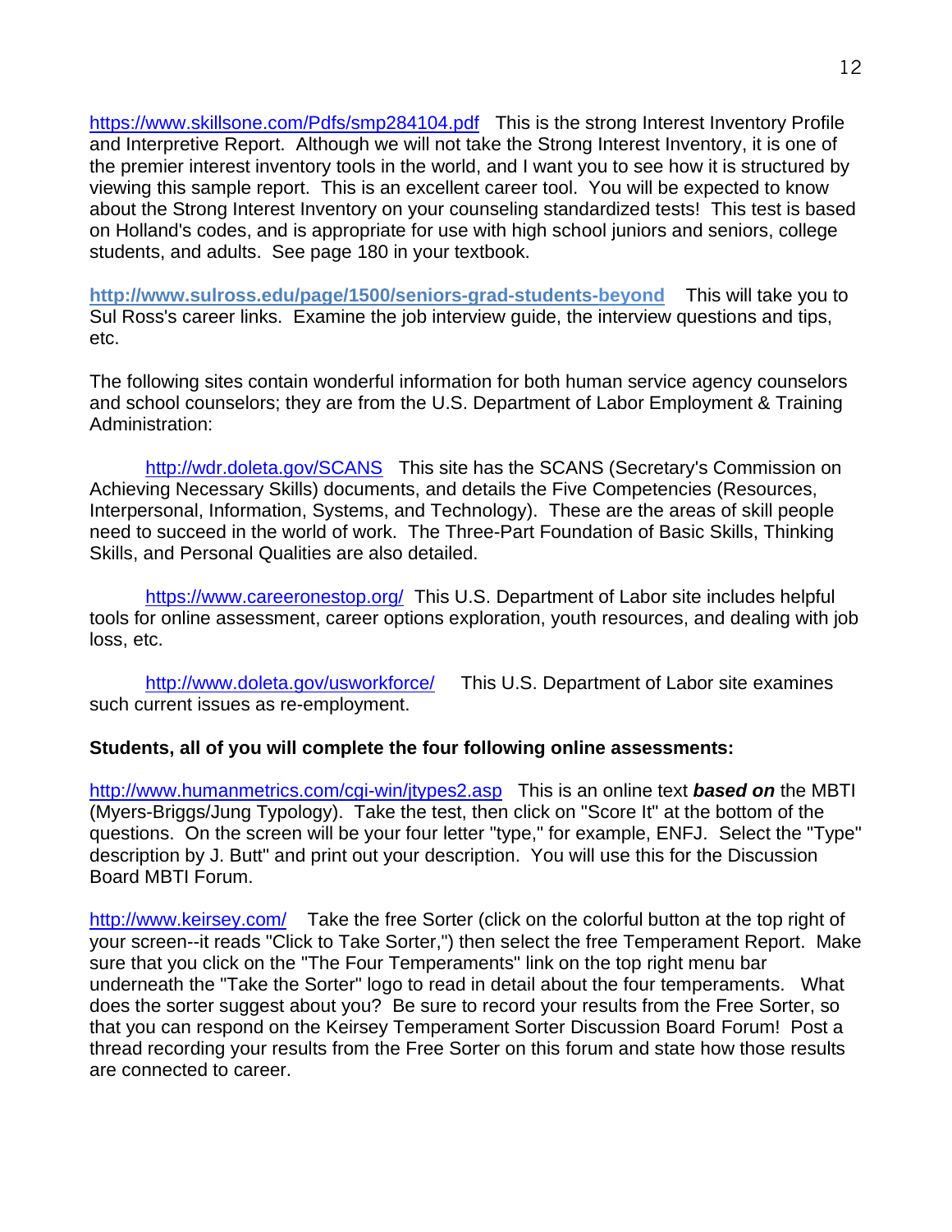https://www.skillsone.com/Pdfs/smp284104.pdf This is the strong Interest Inventory Profile and Interpretive Report. Although we will not take the Strong Interest Inventory, it is one of the premier interest inventory tools in the world, and I want you to see how it is structured by viewing this sample report. This is an excellent career tool. You will be expected to know about the Strong Interest Inventory on your counseling standardized tests! This test is based on Holland's codes, and is appropriate for use with high school juniors and seniors, college students, and adults. See page 180 in your textbook.

**http://www.sulross.edu/page/1500/seniors-grad-students-beyond** This will take you to Sul Ross's career links. Examine the job interview guide, the interview questions and tips, etc.

The following sites contain wonderful information for both human service agency counselors and school counselors; they are from the U.S. Department of Labor Employment & Training Administration:

http://wdr.doleta.gov/SCANS This site has the SCANS (Secretary's Commission on Achieving Necessary Skills) documents, and details the Five Competencies (Resources, Interpersonal, Information, Systems, and Technology). These are the areas of skill people need to succeed in the world of work. The Three-Part Foundation of Basic Skills, Thinking Skills, and Personal Qualities are also detailed.

https://www.careeronestop.org/ This U.S. Department of Labor site includes helpful tools for online assessment, career options exploration, youth resources, and dealing with job loss, etc.

http://www.doleta.gov/usworkforce/ This U.S. Department of Labor site examines such current issues as re-employment.

**Students, all of you will complete the four following online assessments:**

http://www.humanmetrics.com/cgi-win/jtypes2.asp This is an online text ***based on*** the MBTI (Myers-Briggs/Jung Typology). Take the test, then click on "Score It" at the bottom of the questions. On the screen will be your four letter "type," for example, ENFJ. Select the "Type" description by J. Butt" and print out your description. You will use this for the Discussion Board MBTI Forum.

http://www.keirsey.com/ Take the free Sorter (click on the colorful button at the top right of your screen--it reads "Click to Take Sorter,") then select the free Temperament Report. Make sure that you click on the "The Four Temperaments" link on the top right menu bar underneath the "Take the Sorter" logo to read in detail about the four temperaments. What does the sorter suggest about you? Be sure to record your results from the Free Sorter, so that you can respond on the Keirsey Temperament Sorter Discussion Board Forum! Post a thread recording your results from the Free Sorter on this forum and state how those results are connected to career.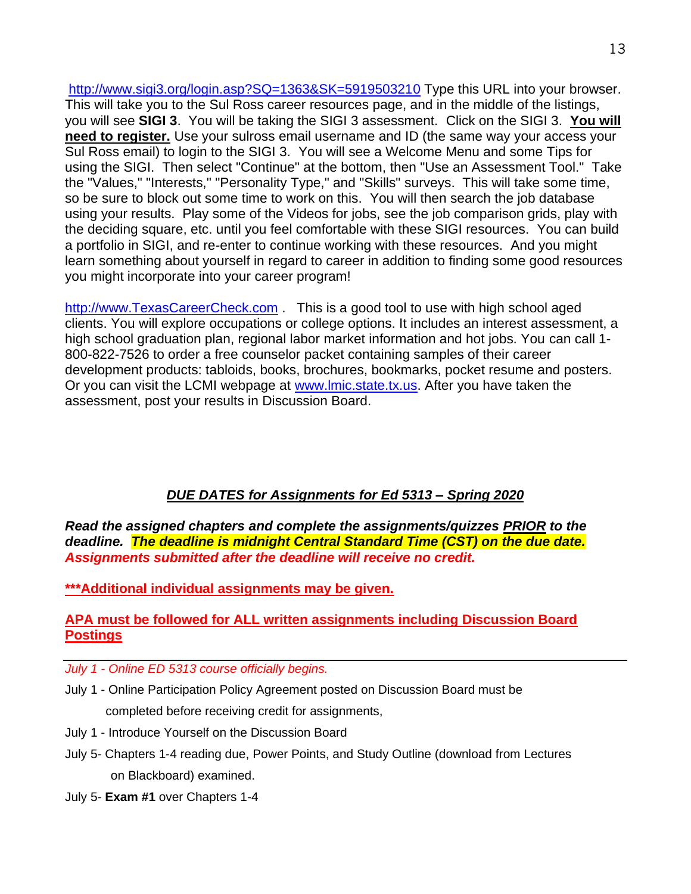http://www.sigi3.org/login.asp?SQ=1363&SK=5919503210 Type this URL into your browser. This will take you to the Sul Ross career resources page, and in the middle of the listings, you will see **SIGI 3**. You will be taking the SIGI 3 assessment. Click on the SIGI 3. **You will need to register.** Use your sulross email username and ID (the same way your access your Sul Ross email) to login to the SIGI 3. You will see a Welcome Menu and some Tips for using the SIGI. Then select "Continue" at the bottom, then "Use an Assessment Tool." Take the "Values," "Interests," "Personality Type," and "Skills" surveys. This will take some time, so be sure to block out some time to work on this. You will then search the job database using your results. Play some of the Videos for jobs, see the job comparison grids, play with the deciding square, etc. until you feel comfortable with these SIGI resources. You can build a portfolio in SIGI, and re-enter to continue working with these resources. And you might learn something about yourself in regard to career in addition to finding some good resources you might incorporate into your career program!

http://www.TexasCareerCheck.com . This is a good tool to use with high school aged clients. You will explore occupations or college options. It includes an interest assessment, a high school graduation plan, regional labor market information and hot jobs. You can call 1-800-822-7526 to order a free counselor packet containing samples of their career development products: tabloids, books, brochures, bookmarks, pocket resume and posters. Or you can visit the LCMI webpage at www.lmic.state.tx.us. After you have taken the assessment, post your results in Discussion Board.

## ***DUE DATES for Assignments for Ed 5313 – Spring 2020***

***Read the assigned chapters and complete the assignments/quizzes PRIOR to the deadline. The deadline is midnight Central Standard Time (CST) on the due date. Assignments submitted after the deadline will receive no credit.***

**\*\*\*Additional individual assignments may be given.**

**APA must be followed for ALL written assignments including Discussion Board Postings**

---

*July 1 - Online ED 5313 course officially begins.*

July 1 - Online Participation Policy Agreement posted on Discussion Board must be completed before receiving credit for assignments,

July 1 - Introduce Yourself on the Discussion Board

July 5- Chapters 1-4 reading due, Power Points, and Study Outline (download from Lectures on Blackboard) examined.

July 5- **Exam #1** over Chapters 1-4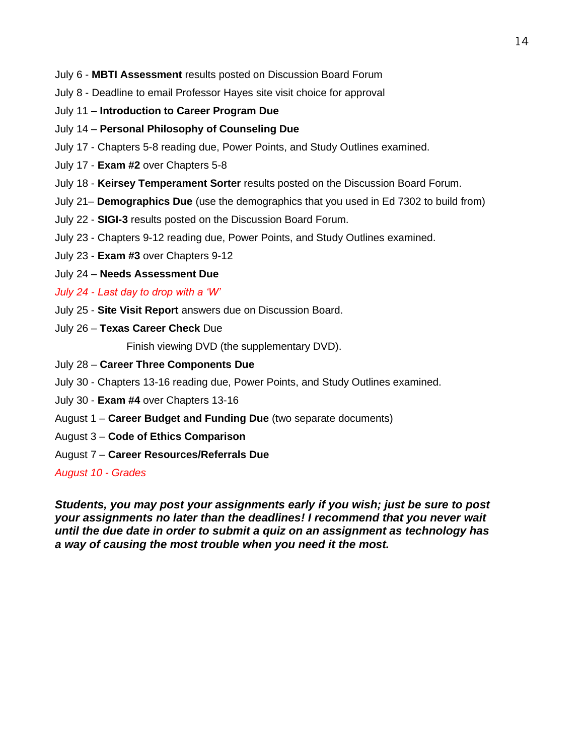July 6 - **MBTI Assessment** results posted on Discussion Board Forum

July 8 - Deadline to email Professor Hayes site visit choice for approval

July 11 – **Introduction to Career Program Due**

July 14 – **Personal Philosophy of Counseling Due**

July 17 - Chapters 5-8 reading due, Power Points, and Study Outlines examined.

July 17 - **Exam #2** over Chapters 5-8

July 18 - **Keirsey Temperament Sorter** results posted on the Discussion Board Forum.

July 21– **Demographics Due** (use the demographics that you used in Ed 7302 to build from)

July 22 - **SIGI-3** results posted on the Discussion Board Forum.

July 23 - Chapters 9-12 reading due, Power Points, and Study Outlines examined.

July 23 - **Exam #3** over Chapters 9-12

July 24 – **Needs Assessment Due**

*July 24 - Last day to drop with a 'W'*

July 25 - **Site Visit Report** answers due on Discussion Board.

July 26 – **Texas Career Check** Due

Finish viewing DVD (the supplementary DVD).

July 28 – **Career Three Components Due**

July 30 - Chapters 13-16 reading due, Power Points, and Study Outlines examined.

July 30 - **Exam #4** over Chapters 13-16

August 1 – **Career Budget and Funding Due** (two separate documents)

August 3 – **Code of Ethics Comparison**

August 7 – **Career Resources/Referrals Due**

*August 10 - Grades*

***Students, you may post your assignments early if you wish; just be sure to post your assignments no later than the deadlines! I recommend that you never wait until the due date in order to submit a quiz on an assignment as technology has a way of causing the most trouble when you need it the most.***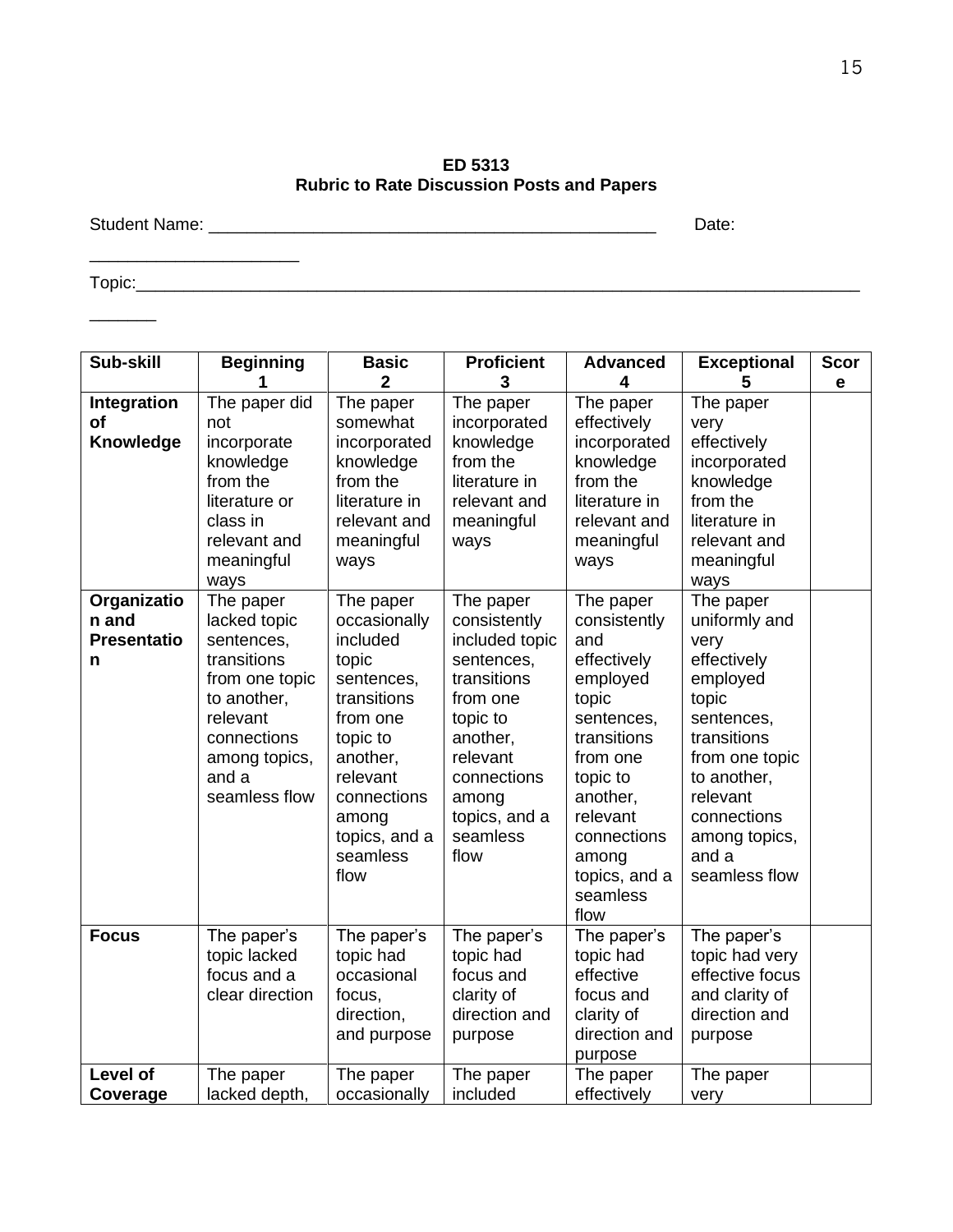**ED 5313**
**Rubric to Rate Discussion Posts and Papers**

Student Name: _________________________________________________ Date: _______________________

Topic:_________________________________________________________________________________ _______

| Sub-skill | Beginning 1 | Basic 2 | Proficient 3 | Advanced 4 | Exceptional 5 | Score |
|---|---|---|---|---|---|---|
| **Integration of Knowledge** | The paper did not incorporate knowledge from the literature or class in relevant and meaningful ways | The paper somewhat incorporated knowledge from the literature in relevant and meaningful ways | The paper incorporated knowledge from the literature in relevant and meaningful ways | The paper effectively incorporated knowledge from the literature in relevant and meaningful ways | The paper very effectively incorporated knowledge from the literature in relevant and meaningful ways | |
| **Organization and Presentation** | The paper lacked topic sentences, transitions from one topic to another, relevant connections among topics, and a seamless flow | The paper occasionally included topic sentences, transitions from one topic to another, relevant connections among topics, and a seamless flow | The paper consistently included topic sentences, transitions from one topic to another, relevant connections among topics, and a seamless flow | The paper consistently and effectively employed topic sentences, transitions from one topic to another, relevant connections among topics, and a seamless flow | The paper uniformly and very effectively employed topic sentences, transitions from one topic to another, relevant connections among topics, and a seamless flow | |
| **Focus** | The paper's topic lacked focus and a clear direction | The paper's topic had occasional focus, direction, and purpose | The paper's topic had focus and clarity of direction and purpose | The paper's topic had effective focus and clarity of direction and purpose | The paper's topic had very effective focus and clarity of direction and purpose | |
| **Level of Coverage** | The paper lacked depth, | The paper occasionally | The paper included | The paper effectively | The paper very | |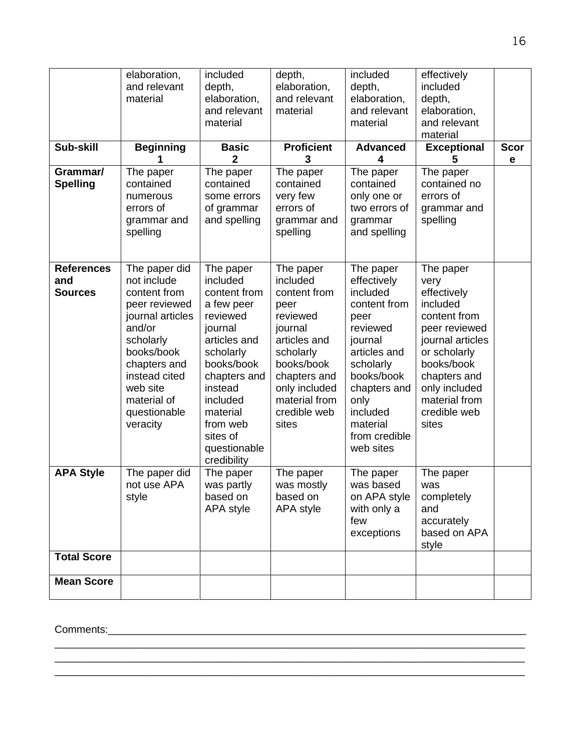|  | elaboration, and relevant material | included depth, elaboration, and relevant material | depth, elaboration, and relevant material | included depth, elaboration, and relevant material | effectively included depth, elaboration, and relevant material |  |
|---|---|---|---|---|---|---|
| **Sub-skill** | **Beginning 1** | **Basic 2** | **Proficient 3** | **Advanced 4** | **Exceptional 5** | **Score** |
| **Grammar/ Spelling** | The paper contained numerous errors of grammar and spelling | The paper contained some errors of grammar and spelling | The paper contained very few errors of grammar and spelling | The paper contained only one or two errors of grammar and spelling | The paper contained no errors of grammar and spelling |  |
| **References and Sources** | The paper did not include content from peer reviewed journal articles and/or scholarly books/book chapters and instead cited web site material of questionable veracity | The paper included content from a few peer reviewed journal articles and scholarly books/book chapters and instead included material from web sites of questionable credibility | The paper included content from peer reviewed journal articles and scholarly books/book chapters and only included material from credible web sites | The paper effectively included content from peer reviewed journal articles and scholarly books/book chapters and only included material from credible web sites | The paper very effectively included content from peer reviewed journal articles or scholarly books/book chapters and only included material from credible web sites |  |
| **APA Style** | The paper did not use APA style | The paper was partly based on APA style | The paper was mostly based on APA style | The paper was based on APA style with only a few exceptions | The paper was completely and accurately based on APA style |  |
| **Total Score** |  |  |  |  |  |  |
| **Mean Score** |  |  |  |  |  |  |

Comments:______________________________________________________________________________
________________________________________________________________________________________
________________________________________________________________________________________
________________________________________________________________________________________